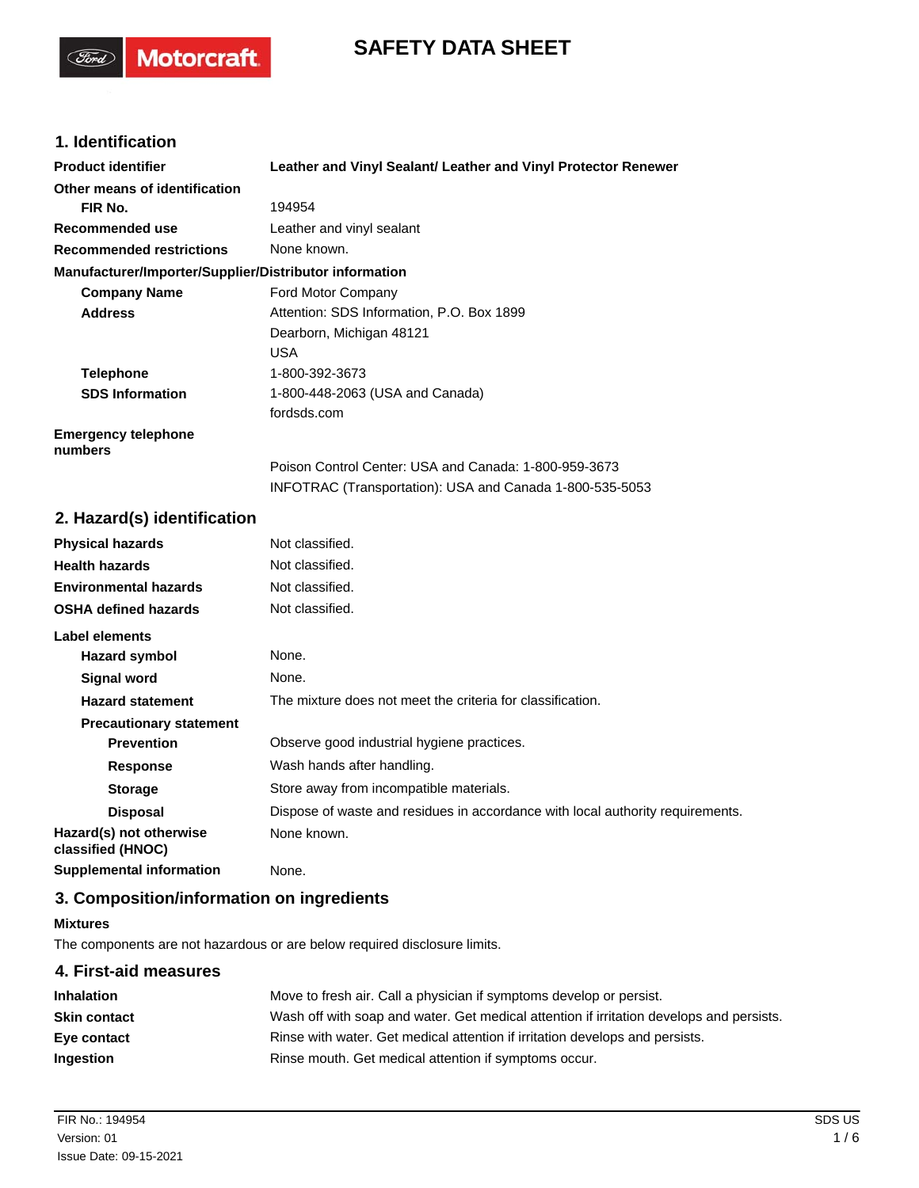# SAFETY DATA SHEET

## 1. Identification

| | |
|---|---|
| **Product identifier** | **Leather and Vinyl Sealant/ Leather and Vinyl Protector Renewer** |
| **Other means of identification** | |
| **FIR No.** | 194954 |
| **Recommended use** | Leather and vinyl sealant |
| **Recommended restrictions** | None known. |

**Manufacturer/Importer/Supplier/Distributor information**

| | |
|---|---|
| **Company Name** | Ford Motor Company |
| **Address** | Attention: SDS Information, P.O. Box 1899<br>Dearborn, Michigan 48121<br>USA |
| **Telephone** | 1-800-392-3673 |
| **SDS Information** | 1-800-448-2063 (USA and Canada)<br>fordsds.com |
| **Emergency telephone numbers** | Poison Control Center: USA and Canada: 1-800-959-3673<br>INFOTRAC (Transportation): USA and Canada 1-800-535-5053 |

## 2. Hazard(s) identification

| | |
|---|---|
| **Physical hazards** | Not classified. |
| **Health hazards** | Not classified. |
| **Environmental hazards** | Not classified. |
| **OSHA defined hazards** | Not classified. |

**Label elements**

| | |
|---|---|
| **Hazard symbol** | None. |
| **Signal word** | None. |
| **Hazard statement** | The mixture does not meet the criteria for classification. |
| **Precautionary statement** | |
| **Prevention** | Observe good industrial hygiene practices. |
| **Response** | Wash hands after handling. |
| **Storage** | Store away from incompatible materials. |
| **Disposal** | Dispose of waste and residues in accordance with local authority requirements. |
| **Hazard(s) not otherwise classified (HNOC)** | None known. |
| **Supplemental information** | None. |

## 3. Composition/information on ingredients

**Mixtures**

The components are not hazardous or are below required disclosure limits.

## 4. First-aid measures

| | |
|---|---|
| **Inhalation** | Move to fresh air. Call a physician if symptoms develop or persist. |
| **Skin contact** | Wash off with soap and water. Get medical attention if irritation develops and persists. |
| **Eye contact** | Rinse with water. Get medical attention if irritation develops and persists. |
| **Ingestion** | Rinse mouth. Get medical attention if symptoms occur. |

FIR No.: 194954
Version: 01
Issue Date: 09-15-2021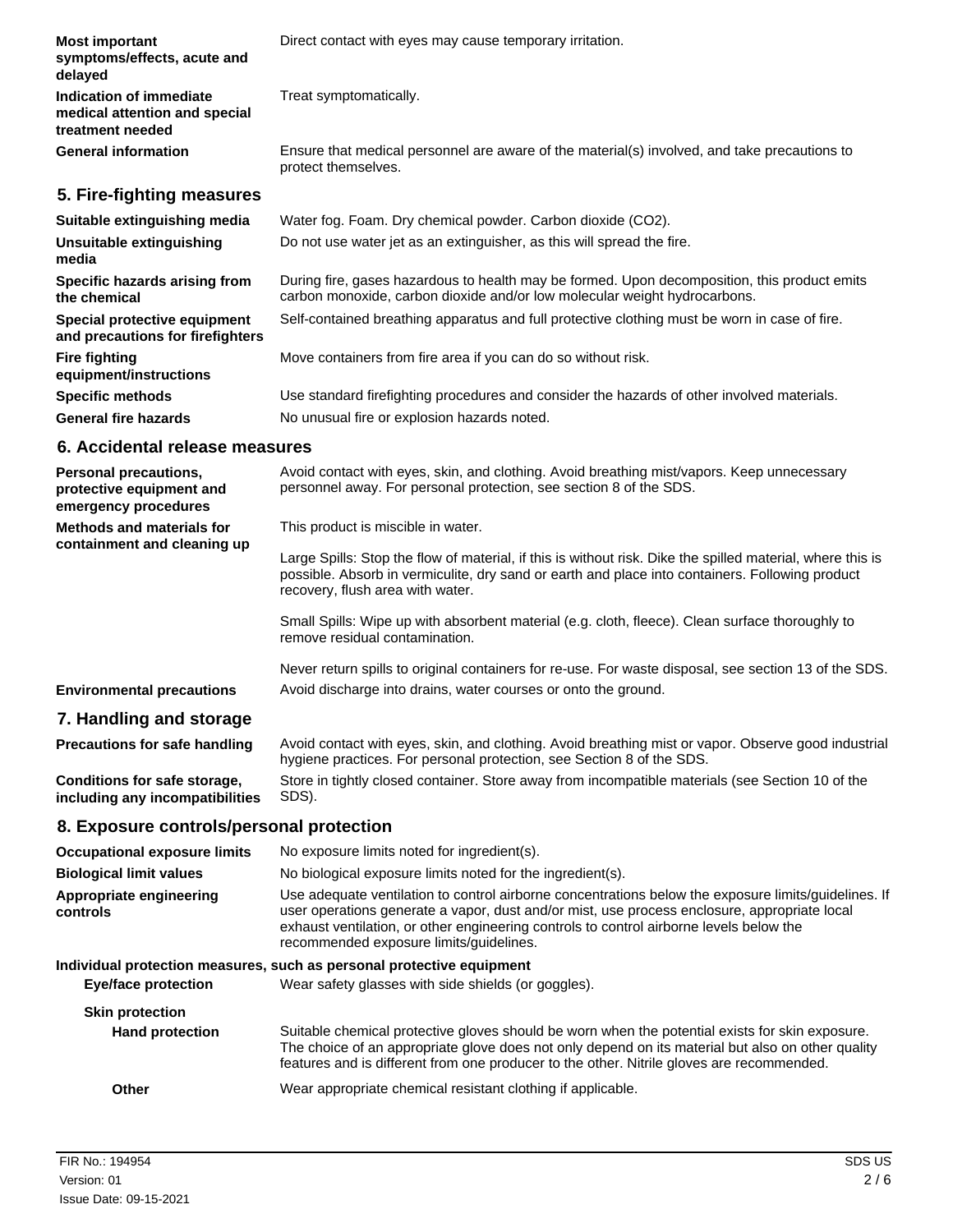**Most important symptoms/effects, acute and delayed**
Direct contact with eyes may cause temporary irritation.

**Indication of immediate medical attention and special treatment needed**
Treat symptomatically.

**General information**
Ensure that medical personnel are aware of the material(s) involved, and take precautions to protect themselves.

## 5. Fire-fighting measures

**Suitable extinguishing media**
Water fog. Foam. Dry chemical powder. Carbon dioxide ($CO_2$).

**Unsuitable extinguishing media**
Do not use water jet as an extinguisher, as this will spread the fire.

**Specific hazards arising from the chemical**
During fire, gases hazardous to health may be formed. Upon decomposition, this product emits carbon monoxide, carbon dioxide and/or low molecular weight hydrocarbons.

**Special protective equipment and precautions for firefighters**
Self-contained breathing apparatus and full protective clothing must be worn in case of fire.

**Fire fighting equipment/instructions**
Move containers from fire area if you can do so without risk.

**Specific methods**
Use standard firefighting procedures and consider the hazards of other involved materials.

**General fire hazards**
No unusual fire or explosion hazards noted.

## 6. Accidental release measures

**Personal precautions, protective equipment and emergency procedures**
Avoid contact with eyes, skin, and clothing. Avoid breathing mist/vapors. Keep unnecessary personnel away. For personal protection, see section 8 of the SDS.

**Methods and materials for containment and cleaning up**
This product is miscible in water.

Large Spills: Stop the flow of material, if this is without risk. Dike the spilled material, where this is possible. Absorb in vermiculite, dry sand or earth and place into containers. Following product recovery, flush area with water.

Small Spills: Wipe up with absorbent material (e.g. cloth, fleece). Clean surface thoroughly to remove residual contamination.

Never return spills to original containers for re-use. For waste disposal, see section 13 of the SDS.

**Environmental precautions**
Avoid discharge into drains, water courses or onto the ground.

## 7. Handling and storage

**Precautions for safe handling**
Avoid contact with eyes, skin, and clothing. Avoid breathing mist or vapor. Observe good industrial hygiene practices. For personal protection, see Section 8 of the SDS.

**Conditions for safe storage, including any incompatibilities**
Store in tightly closed container. Store away from incompatible materials (see Section 10 of the SDS).

## 8. Exposure controls/personal protection

**Occupational exposure limits**
No exposure limits noted for ingredient(s).

**Biological limit values**
No biological exposure limits noted for the ingredient(s).

**Appropriate engineering controls**
Use adequate ventilation to control airborne concentrations below the exposure limits/guidelines. If user operations generate a vapor, dust and/or mist, use process enclosure, appropriate local exhaust ventilation, or other engineering controls to control airborne levels below the recommended exposure limits/guidelines.

**Individual protection measures, such as personal protective equipment**

**Eye/face protection**
Wear safety glasses with side shields (or goggles).

**Skin protection**

**Hand protection**
Suitable chemical protective gloves should be worn when the potential exists for skin exposure. The choice of an appropriate glove does not only depend on its material but also on other quality features and is different from one producer to the other. Nitrile gloves are recommended.

**Other**
Wear appropriate chemical resistant clothing if applicable.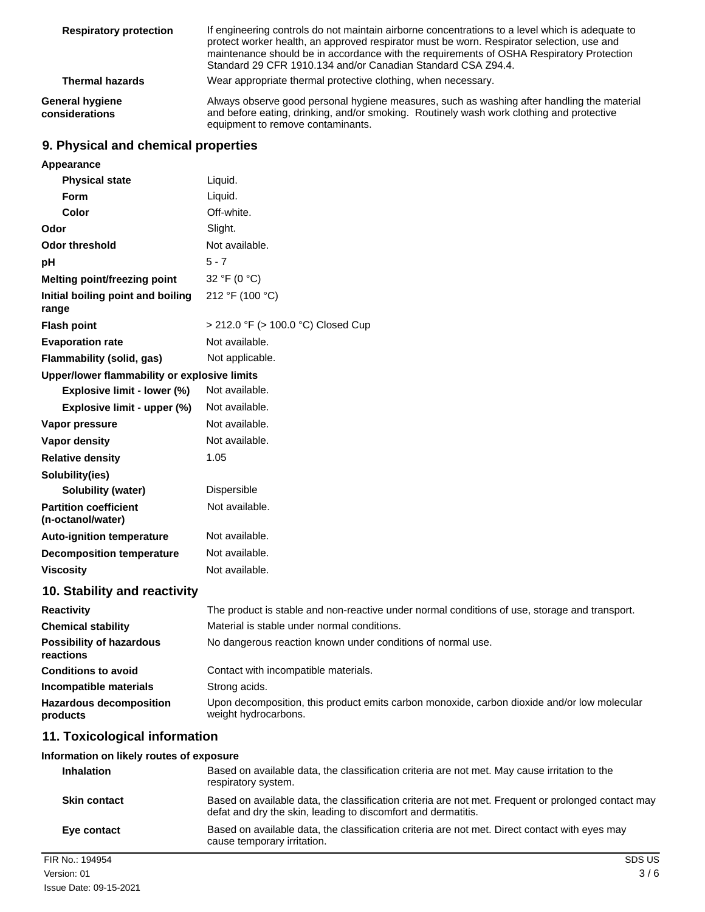| | |
|---|---|
| **Respiratory protection** | If engineering controls do not maintain airborne concentrations to a level which is adequate to protect worker health, an approved respirator must be worn. Respirator selection, use and maintenance should be in accordance with the requirements of OSHA Respiratory Protection Standard 29 CFR 1910.134 and/or Canadian Standard CSA Z94.4. |
| **Thermal hazards** | Wear appropriate thermal protective clothing, when necessary. |
| **General hygiene considerations** | Always observe good personal hygiene measures, such as washing after handling the material and before eating, drinking, and/or smoking. Routinely wash work clothing and protective equipment to remove contaminants. |

## 9. Physical and chemical properties

| | |
|---|---|
| **Appearance** | |
| **Physical state** | Liquid. |
| **Form** | Liquid. |
| **Color** | Off-white. |
| **Odor** | Slight. |
| **Odor threshold** | Not available. |
| **pH** | 5 - 7 |
| **Melting point/freezing point** | 32 °F (0 °C) |
| **Initial boiling point and boiling range** | 212 °F (100 °C) |
| **Flash point** | > 212.0 °F (> 100.0 °C) Closed Cup |
| **Evaporation rate** | Not available. |
| **Flammability (solid, gas)** | Not applicable. |
| **Upper/lower flammability or explosive limits** | |
| **Explosive limit - lower (%)** | Not available. |
| **Explosive limit - upper (%)** | Not available. |
| **Vapor pressure** | Not available. |
| **Vapor density** | Not available. |
| **Relative density** | 1.05 |
| **Solubility(ies)** | |
| **Solubility (water)** | Dispersible |
| **Partition coefficient (n-octanol/water)** | Not available. |
| **Auto-ignition temperature** | Not available. |
| **Decomposition temperature** | Not available. |
| **Viscosity** | Not available. |

## 10. Stability and reactivity

| | |
|---|---|
| **Reactivity** | The product is stable and non-reactive under normal conditions of use, storage and transport. |
| **Chemical stability** | Material is stable under normal conditions. |
| **Possibility of hazardous reactions** | No dangerous reaction known under conditions of normal use. |
| **Conditions to avoid** | Contact with incompatible materials. |
| **Incompatible materials** | Strong acids. |
| **Hazardous decomposition products** | Upon decomposition, this product emits carbon monoxide, carbon dioxide and/or low molecular weight hydrocarbons. |

## 11. Toxicological information

**Information on likely routes of exposure**

| | |
|---|---|
| **Inhalation** | Based on available data, the classification criteria are not met. May cause irritation to the respiratory system. |
| **Skin contact** | Based on available data, the classification criteria are not met. Frequent or prolonged contact may defat and dry the skin, leading to discomfort and dermatitis. |
| **Eye contact** | Based on available data, the classification criteria are not met. Direct contact with eyes may cause temporary irritation. |

FIR No.: 194954
Version: 01
Issue Date: 09-15-2021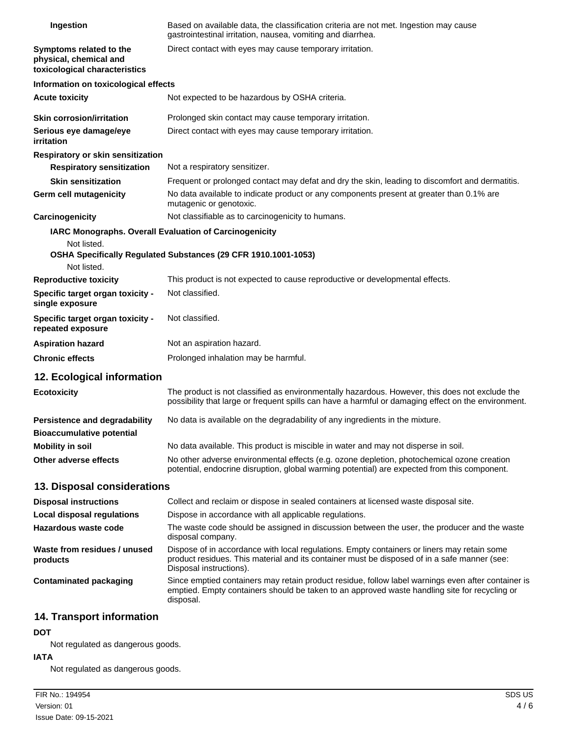| | |
|---|---|
| **Ingestion** | Based on available data, the classification criteria are not met. Ingestion may cause gastrointestinal irritation, nausea, vomiting and diarrhea. |
| **Symptoms related to the physical, chemical and toxicological characteristics** | Direct contact with eyes may cause temporary irritation. |

**Information on toxicological effects**

| | |
|---|---|
| **Acute toxicity** | Not expected to be hazardous by OSHA criteria. |
| **Skin corrosion/irritation** | Prolonged skin contact may cause temporary irritation. |
| **Serious eye damage/eye irritation** | Direct contact with eyes may cause temporary irritation. |

**Respiratory or skin sensitization**

| | |
|---|---|
| **Respiratory sensitization** | Not a respiratory sensitizer. |
| **Skin sensitization** | Frequent or prolonged contact may defat and dry the skin, leading to discomfort and dermatitis. |
| **Germ cell mutagenicity** | No data available to indicate product or any components present at greater than 0.1% are mutagenic or genotoxic. |
| **Carcinogenicity** | Not classifiable as to carcinogenicity to humans. |

**IARC Monographs. Overall Evaluation of Carcinogenicity**

Not listed.

**OSHA Specifically Regulated Substances (29 CFR 1910.1001-1053)**

Not listed.

| | |
|---|---|
| **Reproductive toxicity** | This product is not expected to cause reproductive or developmental effects. |
| **Specific target organ toxicity - single exposure** | Not classified. |
| **Specific target organ toxicity - repeated exposure** | Not classified. |
| **Aspiration hazard** | Not an aspiration hazard. |
| **Chronic effects** | Prolonged inhalation may be harmful. |

## 12. Ecological information

| | |
|---|---|
| **Ecotoxicity** | The product is not classified as environmentally hazardous. However, this does not exclude the possibility that large or frequent spills can have a harmful or damaging effect on the environment. |
| **Persistence and degradability** | No data is available on the degradability of any ingredients in the mixture. |
| **Bioaccumulative potential** | |
| **Mobility in soil** | No data available. This product is miscible in water and may not disperse in soil. |
| **Other adverse effects** | No other adverse environmental effects (e.g. ozone depletion, photochemical ozone creation potential, endocrine disruption, global warming potential) are expected from this component. |

## 13. Disposal considerations

| | |
|---|---|
| **Disposal instructions** | Collect and reclaim or dispose in sealed containers at licensed waste disposal site. |
| **Local disposal regulations** | Dispose in accordance with all applicable regulations. |
| **Hazardous waste code** | The waste code should be assigned in discussion between the user, the producer and the waste disposal company. |
| **Waste from residues / unused products** | Dispose of in accordance with local regulations. Empty containers or liners may retain some product residues. This material and its container must be disposed of in a safe manner (see: Disposal instructions). |
| **Contaminated packaging** | Since emptied containers may retain product residue, follow label warnings even after container is emptied. Empty containers should be taken to an approved waste handling site for recycling or disposal. |

## 14. Transport information

**DOT**

Not regulated as dangerous goods.

**IATA**

Not regulated as dangerous goods.

FIR No.: 194954
Version: 01
Issue Date: 09-15-2021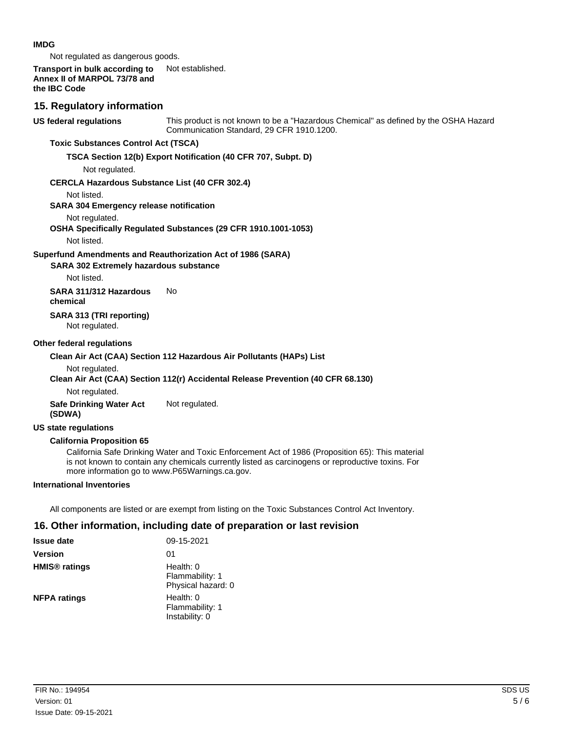**IMDG**

Not regulated as dangerous goods.

**Transport in bulk according to Annex II of MARPOL 73/78 and the IBC Code** Not established.

## 15. Regulatory information

**US federal regulations** This product is not known to be a "Hazardous Chemical" as defined by the OSHA Hazard Communication Standard, 29 CFR 1910.1200.

**Toxic Substances Control Act (TSCA)**

**TSCA Section 12(b) Export Notification (40 CFR 707, Subpt. D)**

Not regulated.

**CERCLA Hazardous Substance List (40 CFR 302.4)**

Not listed.

**SARA 304 Emergency release notification**

Not regulated.

**OSHA Specifically Regulated Substances (29 CFR 1910.1001-1053)**

Not listed.

**Superfund Amendments and Reauthorization Act of 1986 (SARA)**

**SARA 302 Extremely hazardous substance**

Not listed.

**SARA 311/312 Hazardous chemical** No

**SARA 313 (TRI reporting)**

Not regulated.

**Other federal regulations**

**Clean Air Act (CAA) Section 112 Hazardous Air Pollutants (HAPs) List**

Not regulated.

**Clean Air Act (CAA) Section 112(r) Accidental Release Prevention (40 CFR 68.130)**

Not regulated.

**Safe Drinking Water Act (SDWA)** Not regulated.

**US state regulations**

**California Proposition 65**

California Safe Drinking Water and Toxic Enforcement Act of 1986 (Proposition 65): This material is not known to contain any chemicals currently listed as carcinogens or reproductive toxins. For more information go to www.P65Warnings.ca.gov.

**International Inventories**

All components are listed or are exempt from listing on the Toxic Substances Control Act Inventory.

## 16. Other information, including date of preparation or last revision

**Issue date** 09-15-2021

**Version** 01

**HMIS® ratings** Health: 0
Flammability: 1
Physical hazard: 0

**NFPA ratings** Health: 0
Flammability: 1
Instability: 0

FIR No.: 194954
Version: 01
Issue Date: 09-15-2021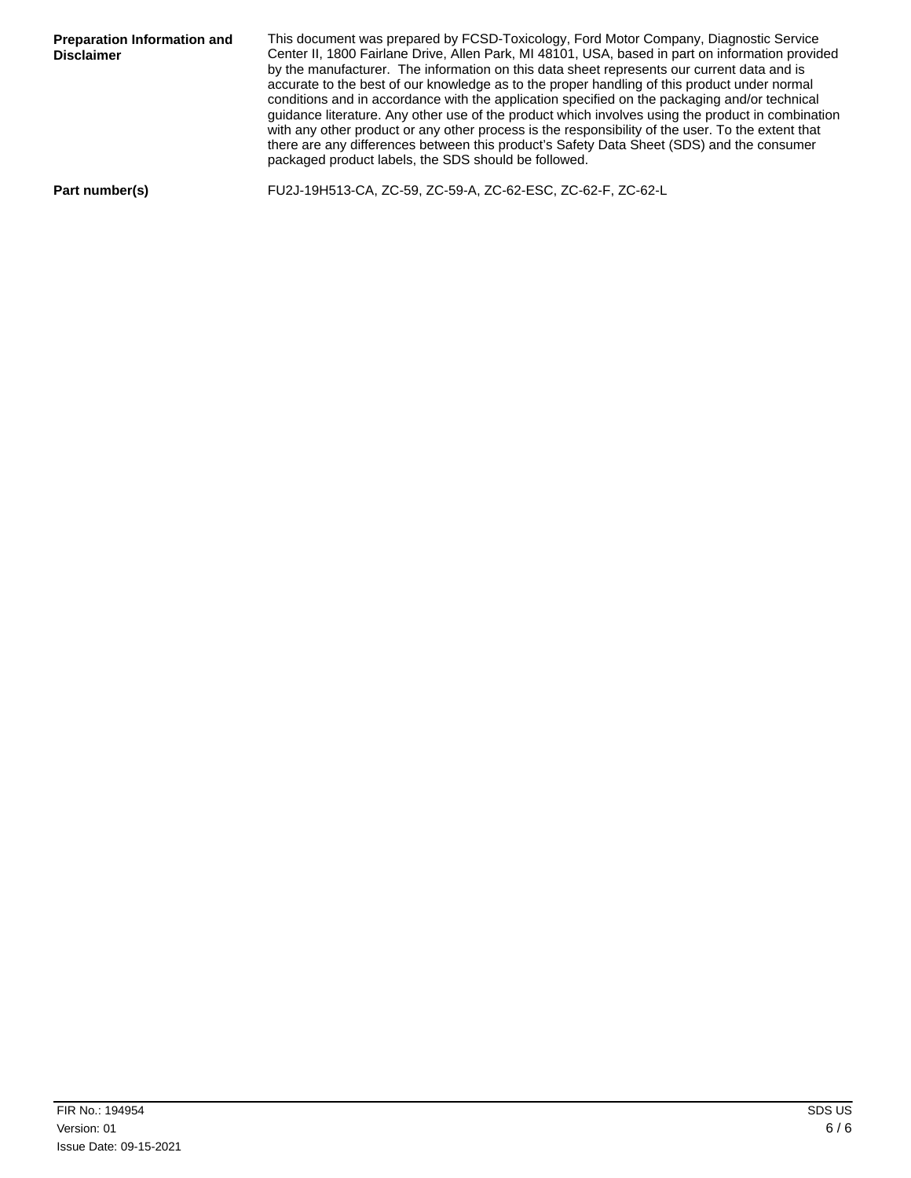**Preparation Information and Disclaimer**

This document was prepared by FCSD-Toxicology, Ford Motor Company, Diagnostic Service Center II, 1800 Fairlane Drive, Allen Park, MI 48101, USA, based in part on information provided by the manufacturer. The information on this data sheet represents our current data and is accurate to the best of our knowledge as to the proper handling of this product under normal conditions and in accordance with the application specified on the packaging and/or technical guidance literature. Any other use of the product which involves using the product in combination with any other product or any other process is the responsibility of the user. To the extent that there are any differences between this product's Safety Data Sheet (SDS) and the consumer packaged product labels, the SDS should be followed.

**Part number(s)**

FU2J-19H513-CA, ZC-59, ZC-59-A, ZC-62-ESC, ZC-62-F, ZC-62-L